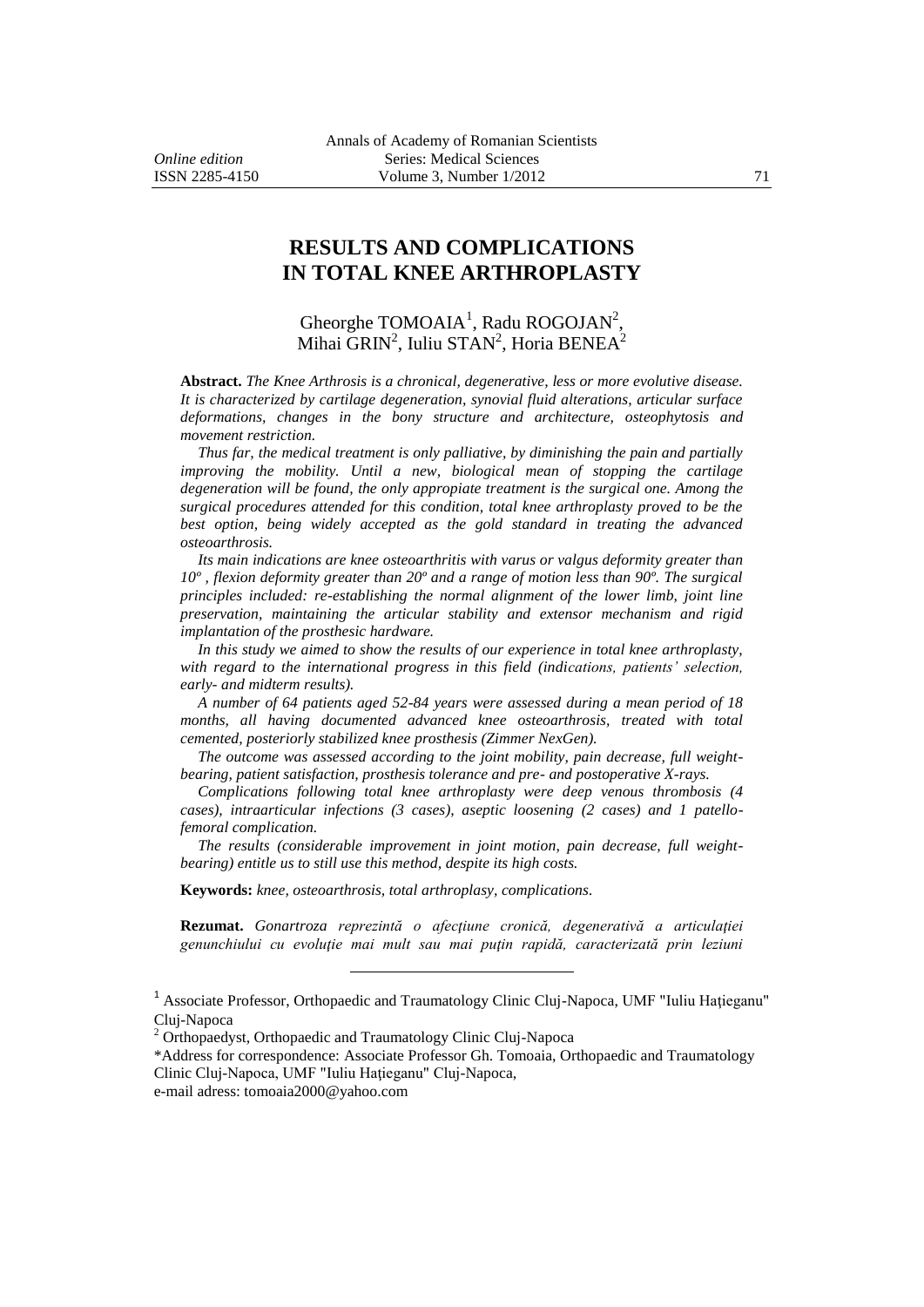# RESULTS AND COMPLICATIONS IN TOTAL KNEE ARTHROPLASTY

Gheorghe TOMOAIA[1], Radu ROGOJAN[2], Mihai GRIN[2], Iuliu STAN[2], Horia BENEA[2]

**Abstract.** *The Knee Arthrosis is a chronical, degenerative, less or more evolutive disease. It is characterized by cartilage degeneration, synovial fluid alterations, articular surface deformations, changes in the bony structure and architecture, osteophytosis and movement restriction.*

*Thus far, the medical treatment is only palliative, by diminishing the pain and partially improving the mobility. Until a new, biological mean of stopping the cartilage degeneration will be found, the only appropiate treatment is the surgical one. Among the surgical procedures attended for this condition, total knee arthroplasty proved to be the best option, being widely accepted as the gold standard in treating the advanced osteoarthrosis.*

*Its main indications are knee osteoarthritis with varus or valgus deformity greater than 10º , flexion deformity greater than 20º and a range of motion less than 90º. The surgical principles included: re-establishing the normal alignment of the lower limb, joint line preservation, maintaining the articular stability and extensor mechanism and rigid implantation of the prosthesic hardware.*

*In this study we aimed to show the results of our experience in total knee arthroplasty, with regard to the international progress in this field (indications, patients' selection, early- and midterm results).*

*A number of 64 patients aged 52-84 years were assessed during a mean period of 18 months, all having documented advanced knee osteoarthrosis, treated with total cemented, posteriorly stabilized knee prosthesis (Zimmer NexGen).*

*The outcome was assessed according to the joint mobility, pain decrease, full weight-bearing, patient satisfaction, prosthesis tolerance and pre- and postoperative X-rays.*

*Complications following total knee arthroplasty were deep venous thrombosis (4 cases), intraarticular infections (3 cases), aseptic loosening (2 cases) and 1 patello-femoral complication.*

*The results (considerable improvement in joint motion, pain decrease, full weight-bearing) entitle us to still use this method, despite its high costs.*

**Keywords:** *knee, osteoarthrosis, total arthroplasy, complications.*

**Rezumat.** *Gonartroza reprezintă o afecţiune cronică, degenerativă a articulaţiei genunchiului cu evoluţie mai mult sau mai puţin rapidă, caracterizată prin leziuni*

---

[1] Associate Professor, Orthopaedic and Traumatology Clinic Cluj-Napoca, UMF "Iuliu Haţieganu" Cluj-Napoca

[2] Orthopaedyst, Orthopaedic and Traumatology Clinic Cluj-Napoca

*Address for correspondence: Associate Professor Gh. Tomoaia, Orthopaedic and Traumatology Clinic Cluj-Napoca, UMF "Iuliu Haţieganu" Cluj-Napoca,
e-mail adress: tomoaia2000@yahoo.com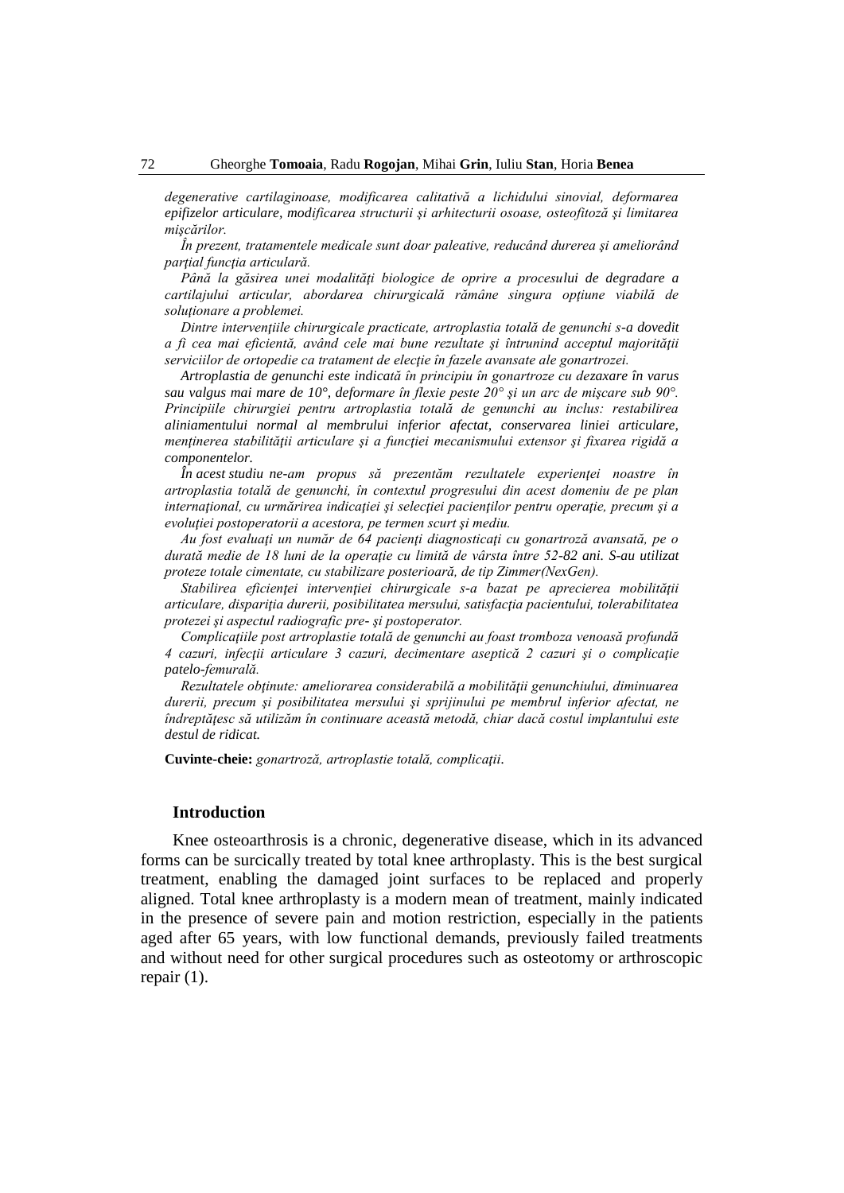*degenerative cartilaginoase, modificarea calitativă a lichidului sinovial, deformarea epifizelor articulare, modificarea structurii şi arhitecturii osoase, osteofitoză şi limitarea mişcărilor.*

*În prezent, tratamentele medicale sunt doar paleative, reducând durerea şi ameliorând parţial funcţia articulară.*

*Până la găsirea unei modalităţi biologice de oprire a procesului de degradare a cartilajului articular, abordarea chirurgicală rămâne singura opţiune viabilă de soluţionare a problemei.*

*Dintre intervenţiile chirurgicale practicate, artroplastia totală de genunchi s-a dovedit a fi cea mai eficientă, având cele mai bune rezultate şi întrunind acceptul majorităţii serviciilor de ortopedie ca tratament de elecţie în fazele avansate ale gonartrozei.*

*Artroplastia de genunchi este indicată în principiu în gonartroze cu dezaxare în varus sau valgus mai mare de 10°, deformare în flexie peste 20° şi un arc de mişcare sub 90°. Principiile chirurgiei pentru artroplastia totală de genunchi au inclus: restabilirea aliniamentului normal al membrului inferior afectat, conservarea liniei articulare, menţinerea stabilităţii articulare şi a funcţiei mecanismului extensor şi fixarea rigidă a componentelor.*

*În acest studiu ne-am propus să prezentăm rezultatele experienţei noastre în artroplastia totală de genunchi, în contextul progresului din acest domeniu de pe plan internaţional, cu urmărirea indicaţiei şi selecţiei pacienţilor pentru operaţie, precum şi a evoluţiei postoperatorii a acestora, pe termen scurt şi mediu.*

*Au fost evaluaţi un număr de 64 pacienţi diagnosticaţi cu gonartroză avansată, pe o durată medie de 18 luni de la operaţie cu limită de vârsta între 52-82 ani. S-au utilizat proteze totale cimentate, cu stabilizare posterioară, de tip Zimmer(NexGen).*

*Stabilirea eficienţei intervenţiei chirurgicale s-a bazat pe aprecierea mobilităţii articulare, dispariţia durerii, posibilitatea mersului, satisfacţia pacientului, tolerabilitatea protezei şi aspectul radiografic pre- şi postoperator.*

*Complicaţiile post artroplastie totală de genunchi au foast tromboza venoasă profundă 4 cazuri, infecţii articulare 3 cazuri, decimentare aseptică 2 cazuri şi o complicaţie patelo-femurală.*

*Rezultatele obţinute: ameliorarea considerabilă a mobilităţii genunchiului, diminuarea durerii, precum şi posibilitatea mersului şi sprijinului pe membrul inferior afectat, ne îndreptăţesc să utilizăm în continuare această metodă, chiar dacă costul implantului este destul de ridicat.*

**Cuvinte-cheie:** *gonartroză, artroplastie totală, complicaţii.*

## Introduction

Knee osteoarthrosis is a chronic, degenerative disease, which in its advanced forms can be surcically treated by total knee arthroplasty. This is the best surgical treatment, enabling the damaged joint surfaces to be replaced and properly aligned. Total knee arthroplasty is a modern mean of treatment, mainly indicated in the presence of severe pain and motion restriction, especially in the patients aged after 65 years, with low functional demands, previously failed treatments and without need for other surgical procedures such as osteotomy or arthroscopic repair (1).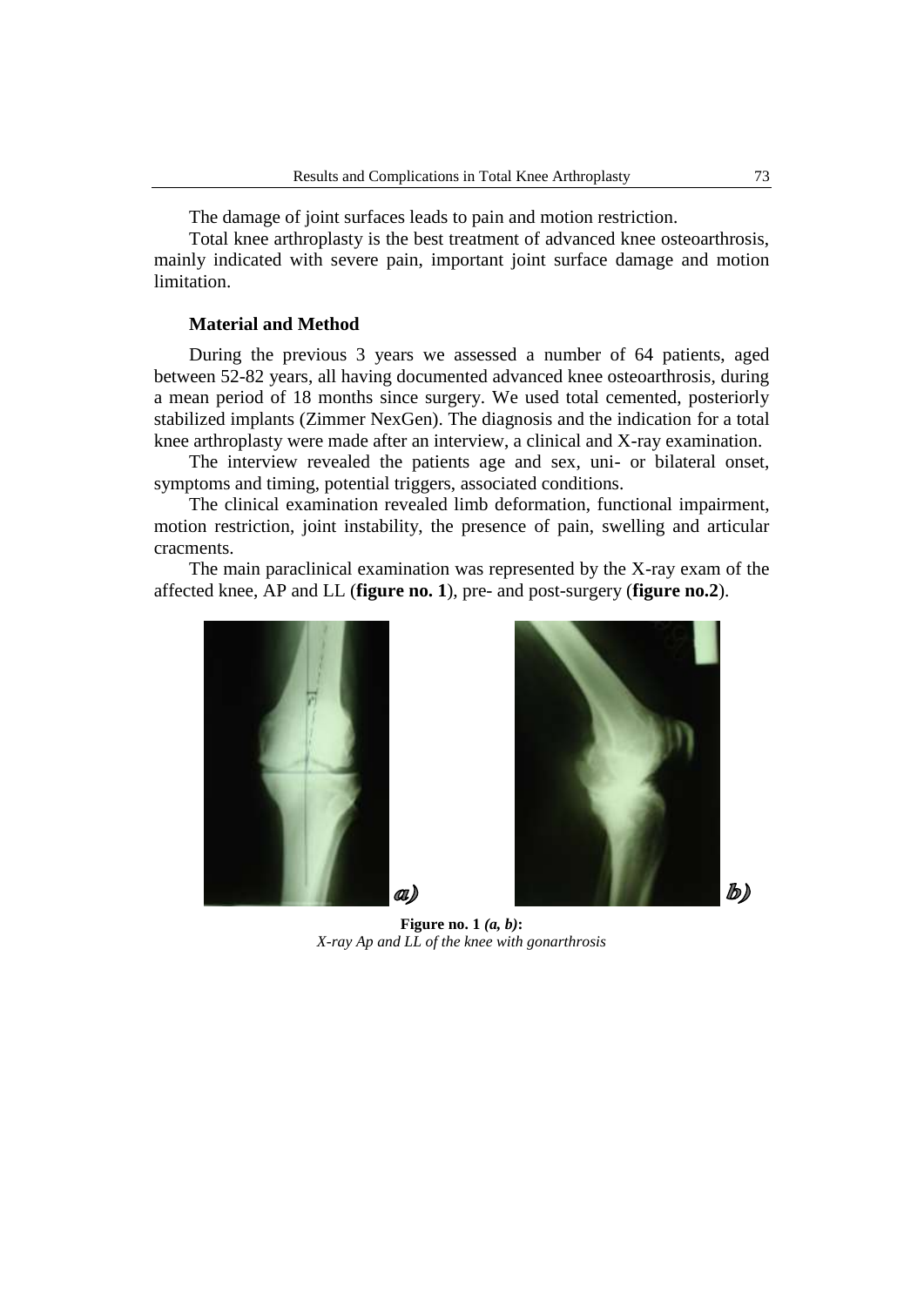The damage of joint surfaces leads to pain and motion restriction.

Total knee arthroplasty is the best treatment of advanced knee osteoarthrosis, mainly indicated with severe pain, important joint surface damage and motion limitation.

### Material and Method

During the previous 3 years we assessed a number of 64 patients, aged between 52-82 years, all having documented advanced knee osteoarthrosis, during a mean period of 18 months since surgery. We used total cemented, posteriorly stabilized implants (Zimmer NexGen). The diagnosis and the indication for a total knee arthroplasty were made after an interview, a clinical and X-ray examination.

The interview revealed the patients age and sex, uni- or bilateral onset, symptoms and timing, potential triggers, associated conditions.

The clinical examination revealed limb deformation, functional impairment, motion restriction, joint instability, the presence of pain, swelling and articular cracments.

The main paraclinical examination was represented by the X-ray exam of the affected knee, AP and LL (**figure no. 1**), pre- and post-surgery (**figure no.2**).

**Figure no. 1** ***(a, b)*****:**
*X-ray Ap and LL of the knee with gonarthrosis*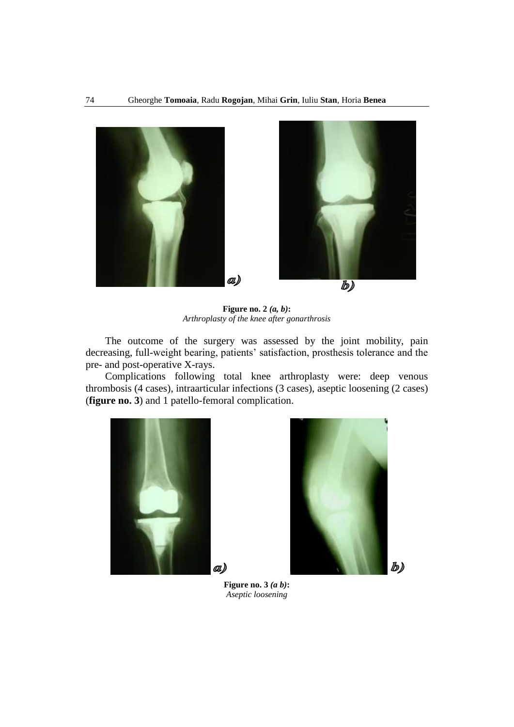**Figure no. 2** *(a, b)***:**
*Arthroplasty of the knee after gonarthrosis*

The outcome of the surgery was assessed by the joint mobility, pain decreasing, full-weight bearing, patients' satisfaction, prosthesis tolerance and the pre- and post-operative X-rays.

Complications following total knee arthroplasty were: deep venous thrombosis (4 cases), intraarticular infections (3 cases), aseptic loosening (2 cases) (**figure no. 3**) and 1 patello-femoral complication.

**Figure no. 3** *(a b)***:**
*Aseptic loosening*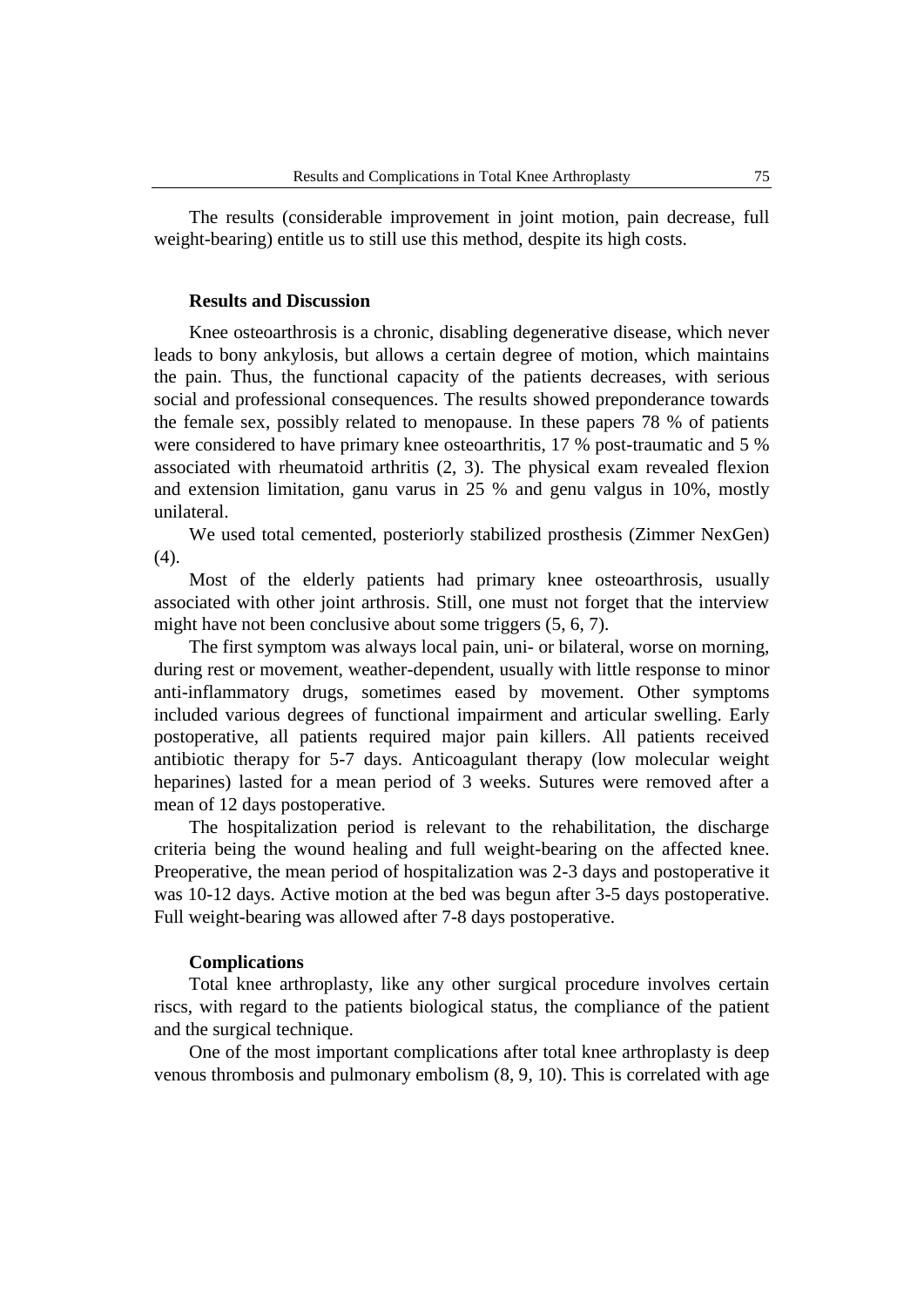The results (considerable improvement in joint motion, pain decrease, full weight-bearing) entitle us to still use this method, despite its high costs.

## Results and Discussion

Knee osteoarthrosis is a chronic, disabling degenerative disease, which never leads to bony ankylosis, but allows a certain degree of motion, which maintains the pain. Thus, the functional capacity of the patients decreases, with serious social and professional consequences. The results showed preponderance towards the female sex, possibly related to menopause. In these papers 78 % of patients were considered to have primary knee osteoarthritis, 17 % post-traumatic and 5 % associated with rheumatoid arthritis (2, 3). The physical exam revealed flexion and extension limitation, ganu varus in 25 % and genu valgus in 10%, mostly unilateral.

We used total cemented, posteriorly stabilized prosthesis (Zimmer NexGen) (4).

Most of the elderly patients had primary knee osteoarthrosis, usually associated with other joint arthrosis. Still, one must not forget that the interview might have not been conclusive about some triggers (5, 6, 7).

The first symptom was always local pain, uni- or bilateral, worse on morning, during rest or movement, weather-dependent, usually with little response to minor anti-inflammatory drugs, sometimes eased by movement. Other symptoms included various degrees of functional impairment and articular swelling. Early postoperative, all patients required major pain killers. All patients received antibiotic therapy for 5-7 days. Anticoagulant therapy (low molecular weight heparines) lasted for a mean period of 3 weeks. Sutures were removed after a mean of 12 days postoperative.

The hospitalization period is relevant to the rehabilitation, the discharge criteria being the wound healing and full weight-bearing on the affected knee. Preoperative, the mean period of hospitalization was 2-3 days and postoperative it was 10-12 days. Active motion at the bed was begun after 3-5 days postoperative. Full weight-bearing was allowed after 7-8 days postoperative.

### Complications

Total knee arthroplasty, like any other surgical procedure involves certain riscs, with regard to the patients biological status, the compliance of the patient and the surgical technique.

One of the most important complications after total knee arthroplasty is deep venous thrombosis and pulmonary embolism (8, 9, 10). This is correlated with age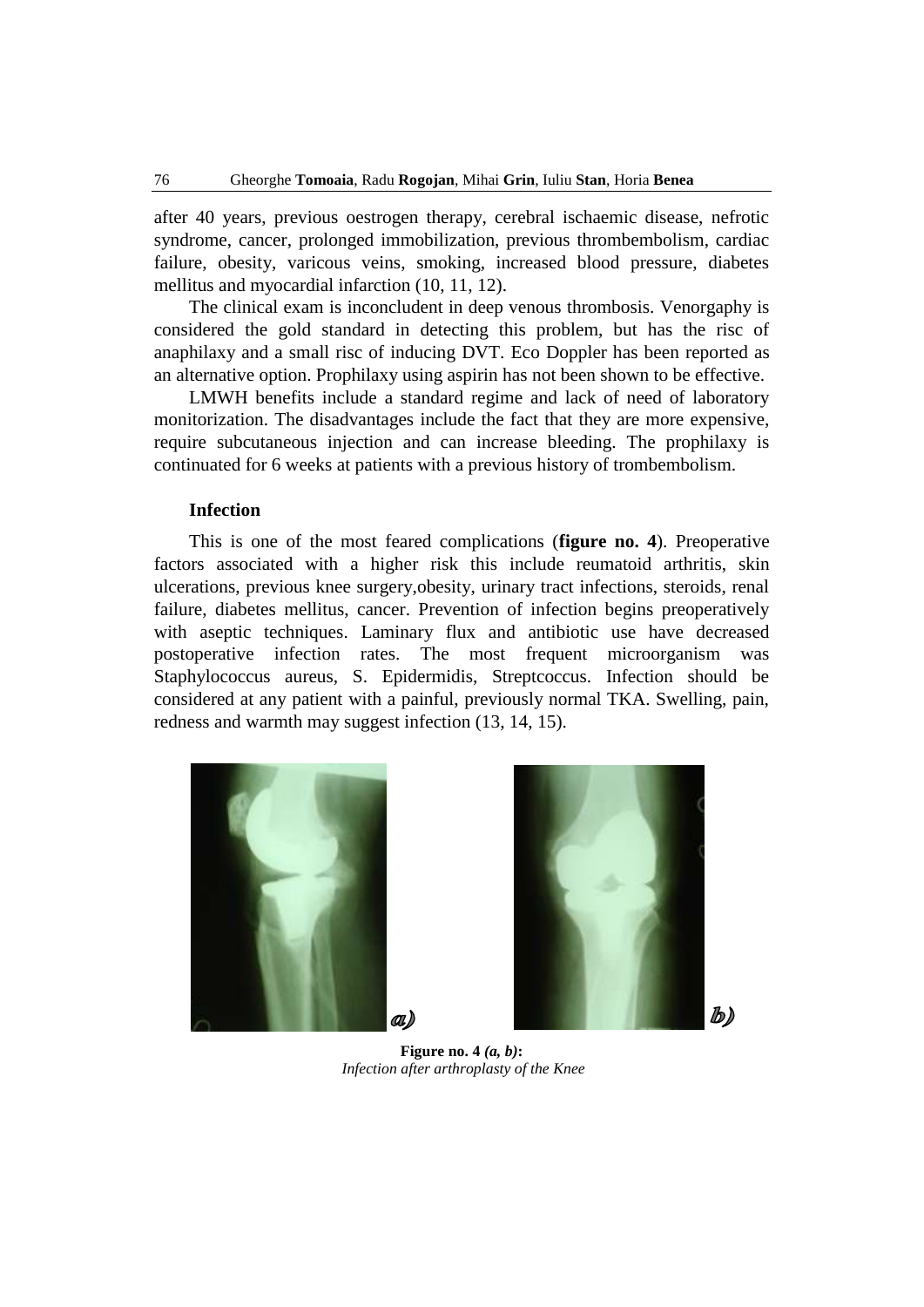after 40 years, previous oestrogen therapy, cerebral ischaemic disease, nefrotic syndrome, cancer, prolonged immobilization, previous thrombembolism, cardiac failure, obesity, varicous veins, smoking, increased blood pressure, diabetes mellitus and myocardial infarction (10, 11, 12).

The clinical exam is inconcludent in deep venous thrombosis. Venorgaphy is considered the gold standard in detecting this problem, but has the risc of anaphilaxy and a small risc of inducing DVT. Eco Doppler has been reported as an alternative option. Prophilaxy using aspirin has not been shown to be effective.

LMWH benefits include a standard regime and lack of need of laboratory monitorization. The disadvantages include the fact that they are more expensive, require subcutaneous injection and can increase bleeding. The prophilaxy is continuated for 6 weeks at patients with a previous history of trombembolism.

### Infection

This is one of the most feared complications (**figure no. 4**). Preoperative factors associated with a higher risk this include reumatoid arthritis, skin ulcerations, previous knee surgery,obesity, urinary tract infections, steroids, renal failure, diabetes mellitus, cancer. Prevention of infection begins preoperatively with aseptic techniques. Laminary flux and antibiotic use have decreased postoperative infection rates. The most frequent microorganism was Staphylococcus aureus, S. Epidermidis, Streptcoccus. Infection should be considered at any patient with a painful, previously normal TKA. Swelling, pain, redness and warmth may suggest infection (13, 14, 15).

a) b)

**Figure no. 4** ***(a, b)*****:**
*Infection after arthroplasty of the Knee*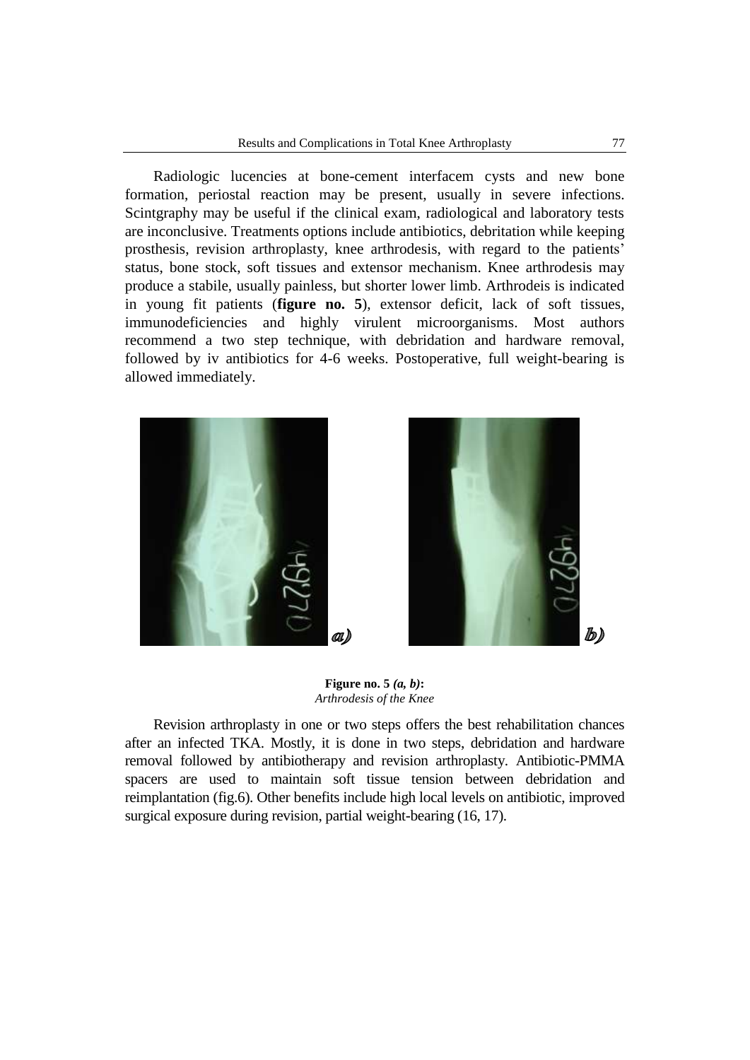Radiologic lucencies at bone-cement interfacem cysts and new bone formation, periostal reaction may be present, usually in severe infections. Scintgraphy may be useful if the clinical exam, radiological and laboratory tests are inconclusive. Treatments options include antibiotics, debritation while keeping prosthesis, revision arthroplasty, knee arthrodesis, with regard to the patients' status, bone stock, soft tissues and extensor mechanism. Knee arthrodesis may produce a stabile, usually painless, but shorter lower limb. Arthrodeis is indicated in young fit patients (**figure no. 5**), extensor deficit, lack of soft tissues, immunodeficiencies and highly virulent microorganisms. Most authors recommend a two step technique, with debridation and hardware removal, followed by iv antibiotics for 4-6 weeks. Postoperative, full weight-bearing is allowed immediately.

*a)* *b)*

**Figure no. 5** ***(a, b)*****:**
*Arthrodesis of the Knee*

Revision arthroplasty in one or two steps offers the best rehabilitation chances after an infected TKA. Mostly, it is done in two steps, debridation and hardware removal followed by antibiotherapy and revision arthroplasty. Antibiotic-PMMA spacers are used to maintain soft tissue tension between debridation and reimplantation (fig.6). Other benefits include high local levels on antibiotic, improved surgical exposure during revision, partial weight-bearing (16, 17).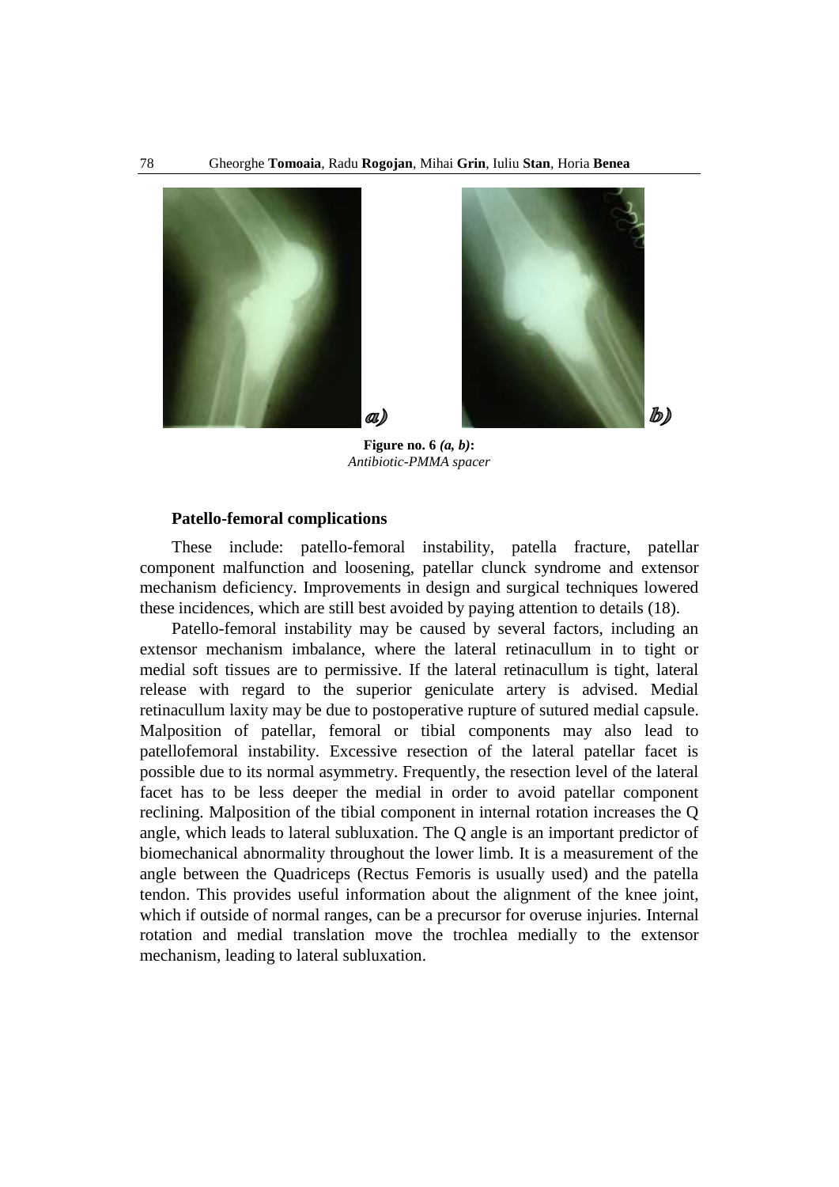**Figure no. 6** *(a, b)*: *Antibiotic-PMMA spacer*

### Patello-femoral complications

These include: patello-femoral instability, patella fracture, patellar component malfunction and loosening, patellar clunck syndrome and extensor mechanism deficiency. Improvements in design and surgical techniques lowered these incidences, which are still best avoided by paying attention to details (18).

Patello-femoral instability may be caused by several factors, including an extensor mechanism imbalance, where the lateral retinacullum in to tight or medial soft tissues are to permissive. If the lateral retinacullum is tight, lateral release with regard to the superior geniculate artery is advised. Medial retinacullum laxity may be due to postoperative rupture of sutured medial capsule. Malposition of patellar, femoral or tibial components may also lead to patellofemoral instability. Excessive resection of the lateral patellar facet is possible due to its normal asymmetry. Frequently, the resection level of the lateral facet has to be less deeper the medial in order to avoid patellar component reclining. Malposition of the tibial component in internal rotation increases the Q angle, which leads to lateral subluxation. The Q angle is an important predictor of biomechanical abnormality throughout the lower limb. It is a measurement of the angle between the Quadriceps (Rectus Femoris is usually used) and the patella tendon. This provides useful information about the alignment of the knee joint, which if outside of normal ranges, can be a precursor for overuse injuries. Internal rotation and medial translation move the trochlea medially to the extensor mechanism, leading to lateral subluxation.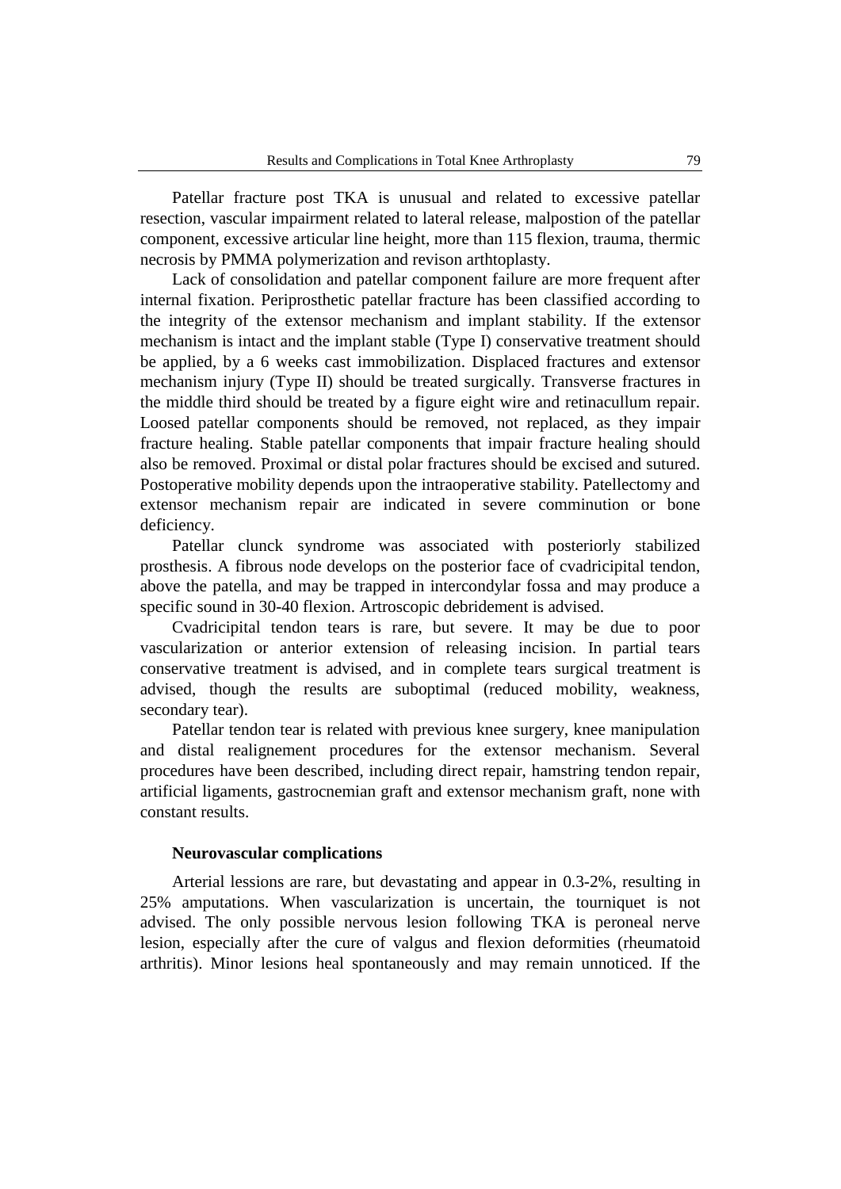Patellar fracture post TKA is unusual and related to excessive patellar resection, vascular impairment related to lateral release, malpostion of the patellar component, excessive articular line height, more than 115 flexion, trauma, thermic necrosis by PMMA polymerization and revison arthtoplasty.

Lack of consolidation and patellar component failure are more frequent after internal fixation. Periprosthetic patellar fracture has been classified according to the integrity of the extensor mechanism and implant stability. If the extensor mechanism is intact and the implant stable (Type I) conservative treatment should be applied, by a 6 weeks cast immobilization. Displaced fractures and extensor mechanism injury (Type II) should be treated surgically. Transverse fractures in the middle third should be treated by a figure eight wire and retinacullum repair. Loosed patellar components should be removed, not replaced, as they impair fracture healing. Stable patellar components that impair fracture healing should also be removed. Proximal or distal polar fractures should be excised and sutured. Postoperative mobility depends upon the intraoperative stability. Patellectomy and extensor mechanism repair are indicated in severe comminution or bone deficiency.

Patellar clunck syndrome was associated with posteriorly stabilized prosthesis. A fibrous node develops on the posterior face of cvadricipital tendon, above the patella, and may be trapped in intercondylar fossa and may produce a specific sound in 30-40 flexion. Artroscopic debridement is advised.

Cvadricipital tendon tears is rare, but severe. It may be due to poor vascularization or anterior extension of releasing incision. In partial tears conservative treatment is advised, and in complete tears surgical treatment is advised, though the results are suboptimal (reduced mobility, weakness, secondary tear).

Patellar tendon tear is related with previous knee surgery, knee manipulation and distal realignement procedures for the extensor mechanism. Several procedures have been described, including direct repair, hamstring tendon repair, artificial ligaments, gastrocnemian graft and extensor mechanism graft, none with constant results.

**Neurovascular complications**

Arterial lessions are rare, but devastating and appear in 0.3-2%, resulting in 25% amputations. When vascularization is uncertain, the tourniquet is not advised. The only possible nervous lesion following TKA is peroneal nerve lesion, especially after the cure of valgus and flexion deformities (rheumatoid arthritis). Minor lesions heal spontaneously and may remain unnoticed. If the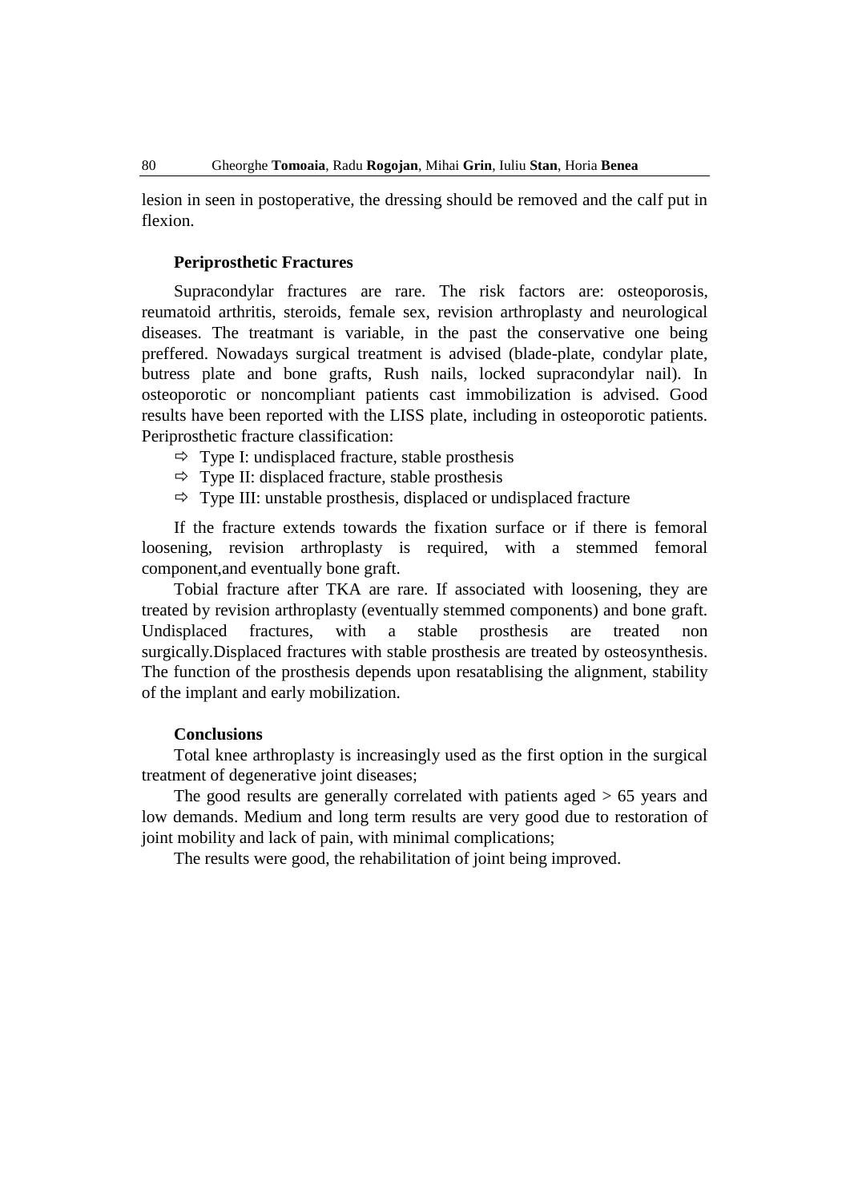lesion in seen in postoperative, the dressing should be removed and the calf put in flexion.

### Periprosthetic Fractures

Supracondylar fractures are rare. The risk factors are: osteoporosis, reumatoid arthritis, steroids, female sex, revision arthroplasty and neurological diseases. The treatmant is variable, in the past the conservative one being preffered. Nowadays surgical treatment is advised (blade-plate, condylar plate, butress plate and bone grafts, Rush nails, locked supracondylar nail). In osteoporotic or noncompliant patients cast immobilization is advised. Good results have been reported with the LISS plate, including in osteoporotic patients. Periprosthetic fracture classification:

- ⇨ Type I: undisplaced fracture, stable prosthesis
- ⇨ Type II: displaced fracture, stable prosthesis
- ⇨ Type III: unstable prosthesis, displaced or undisplaced fracture

If the fracture extends towards the fixation surface or if there is femoral loosening, revision arthroplasty is required, with a stemmed femoral component,and eventually bone graft.

Tobial fracture after TKA are rare. If associated with loosening, they are treated by revision arthroplasty (eventually stemmed components) and bone graft. Undisplaced fractures, with a stable prosthesis are treated non surgically.Displaced fractures with stable prosthesis are treated by osteosynthesis. The function of the prosthesis depends upon resatablising the alignment, stability of the implant and early mobilization.

### Conclusions

Total knee arthroplasty is increasingly used as the first option in the surgical treatment of degenerative joint diseases;

The good results are generally correlated with patients aged > 65 years and low demands. Medium and long term results are very good due to restoration of joint mobility and lack of pain, with minimal complications;

The results were good, the rehabilitation of joint being improved.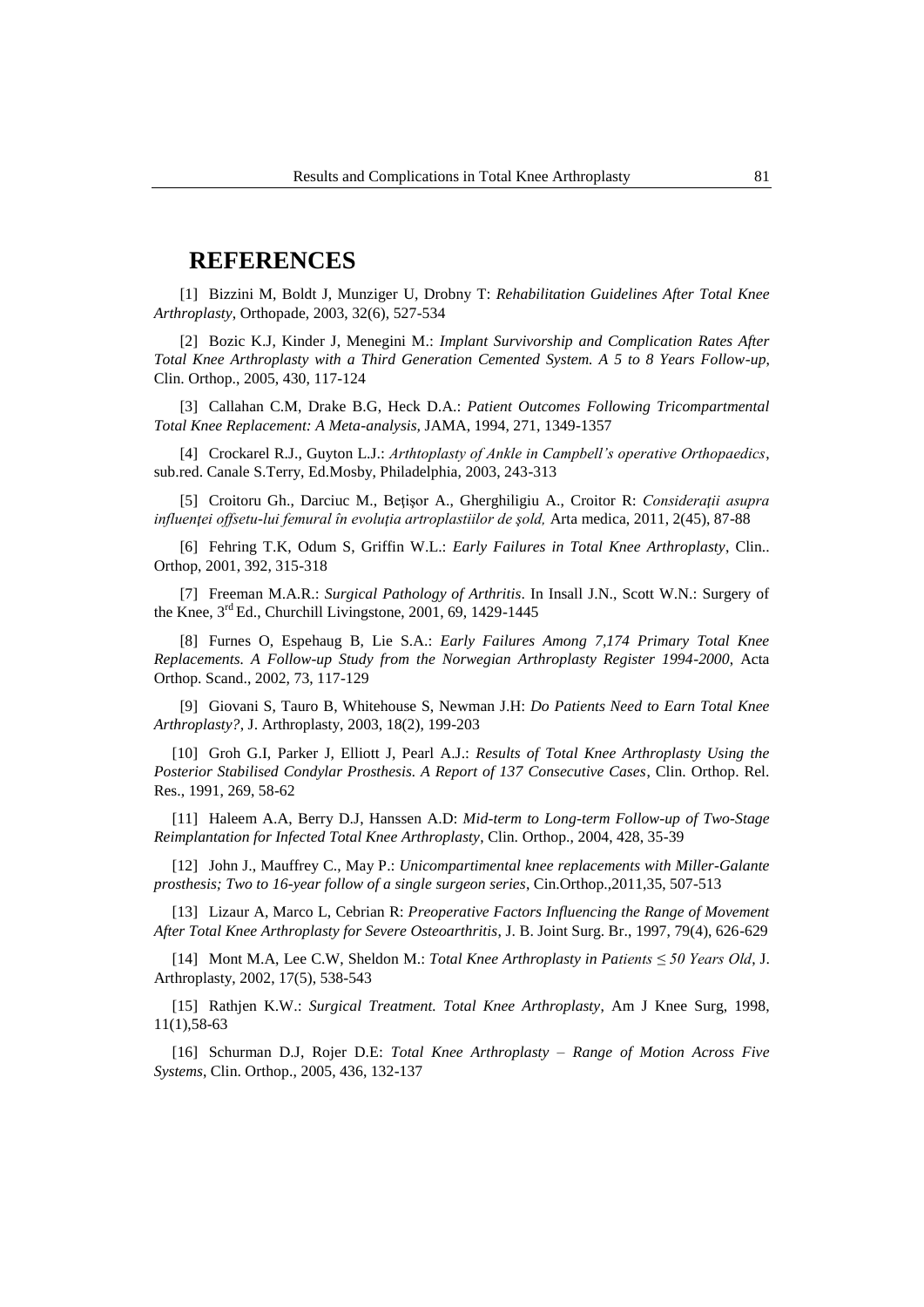## REFERENCES

[1] Bizzini M, Boldt J, Munziger U, Drobny T: *Rehabilitation Guidelines After Total Knee Arthroplasty*, Orthopade, 2003, 32(6), 527-534

[2] Bozic K.J, Kinder J, Menegini M.: *Implant Survivorship and Complication Rates After Total Knee Arthroplasty with a Third Generation Cemented System. A 5 to 8 Years Follow-up*, Clin. Orthop., 2005, 430, 117-124

[3] Callahan C.M, Drake B.G, Heck D.A.: *Patient Outcomes Following Tricompartmental Total Knee Replacement: A Meta-analysis*, JAMA, 1994, 271, 1349-1357

[4] Crockarel R.J., Guyton L.J.: *Arthtoplasty of Ankle in Campbell's operative Orthopaedics*, sub.red. Canale S.Terry, Ed.Mosby, Philadelphia, 2003, 243-313

[5] Croitoru Gh., Darciuc M., Bețișor A., Gherghiligiu A., Croitor R: *Considerații asupra influenței offsetu-lui femural în evoluția artroplastiilor de șold,* Arta medica, 2011, 2(45), 87-88

[6] Fehring T.K, Odum S, Griffin W.L.: *Early Failures in Total Knee Arthroplasty*, Clin.. Orthop, 2001, 392, 315-318

[7] Freeman M.A.R.: *Surgical Pathology of Arthritis*. In Insall J.N., Scott W.N.: Surgery of the Knee, 3rd Ed., Churchill Livingstone, 2001, 69, 1429-1445

[8] Furnes O, Espehaug B, Lie S.A.: *Early Failures Among 7,174 Primary Total Knee Replacements. A Follow-up Study from the Norwegian Arthroplasty Register 1994-2000*, Acta Orthop. Scand., 2002, 73, 117-129

[9] Giovani S, Tauro B, Whitehouse S, Newman J.H: *Do Patients Need to Earn Total Knee Arthroplasty?*, J. Arthroplasty, 2003, 18(2), 199-203

[10] Groh G.I, Parker J, Elliott J, Pearl A.J.: *Results of Total Knee Arthroplasty Using the Posterior Stabilised Condylar Prosthesis. A Report of 137 Consecutive Cases*, Clin. Orthop. Rel. Res., 1991, 269, 58-62

[11] Haleem A.A, Berry D.J, Hanssen A.D: *Mid-term to Long-term Follow-up of Two-Stage Reimplantation for Infected Total Knee Arthroplasty*, Clin. Orthop., 2004, 428, 35-39

[12] John J., Mauffrey C., May P.: *Unicompartimental knee replacements with Miller-Galante prosthesis; Two to 16-year follow of a single surgeon series*, Cin.Orthop.,2011,35, 507-513

[13] Lizaur A, Marco L, Cebrian R: *Preoperative Factors Influencing the Range of Movement After Total Knee Arthroplasty for Severe Osteoarthritis*, J. B. Joint Surg. Br., 1997, 79(4), 626-629

[14] Mont M.A, Lee C.W, Sheldon M.: *Total Knee Arthroplasty in Patients ≤ 50 Years Old*, J. Arthroplasty, 2002, 17(5), 538-543

[15] Rathjen K.W.: *Surgical Treatment. Total Knee Arthroplasty*, Am J Knee Surg, 1998, 11(1),58-63

[16] Schurman D.J, Rojer D.E: *Total Knee Arthroplasty – Range of Motion Across Five Systems*, Clin. Orthop., 2005, 436, 132-137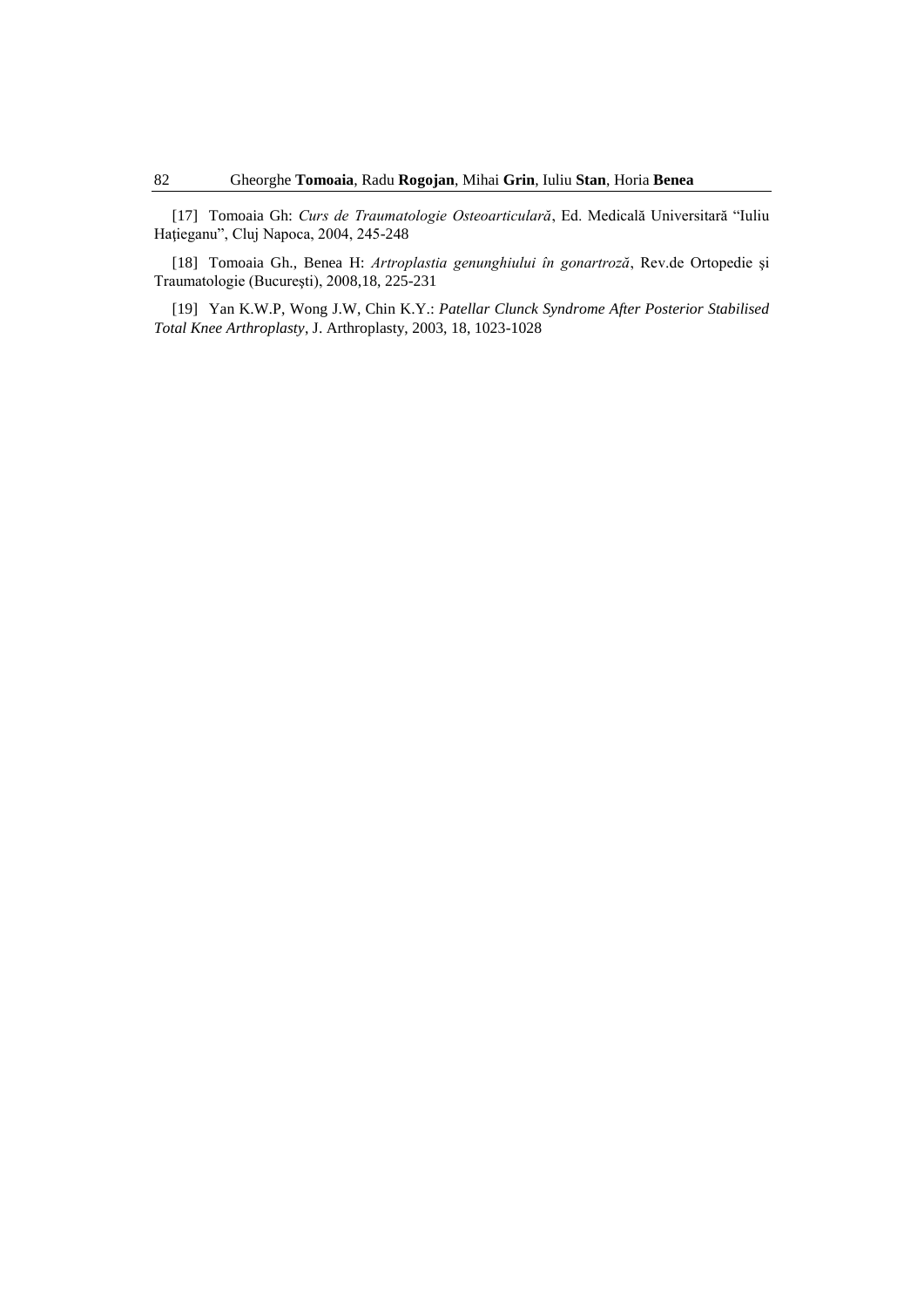[17] Tomoaia Gh: *Curs de Traumatologie Osteoarticulară*, Ed. Medicală Universitară "Iuliu Haţieganu", Cluj Napoca, 2004, 245-248

[18] Tomoaia Gh., Benea H: *Artroplastia genunghiului în gonartroză*, Rev.de Ortopedie şi Traumatologie (Bucureşti), 2008,18, 225-231

[19] Yan K.W.P, Wong J.W, Chin K.Y.: *Patellar Clunck Syndrome After Posterior Stabilised Total Knee Arthroplasty*, J. Arthroplasty, 2003, 18, 1023-1028